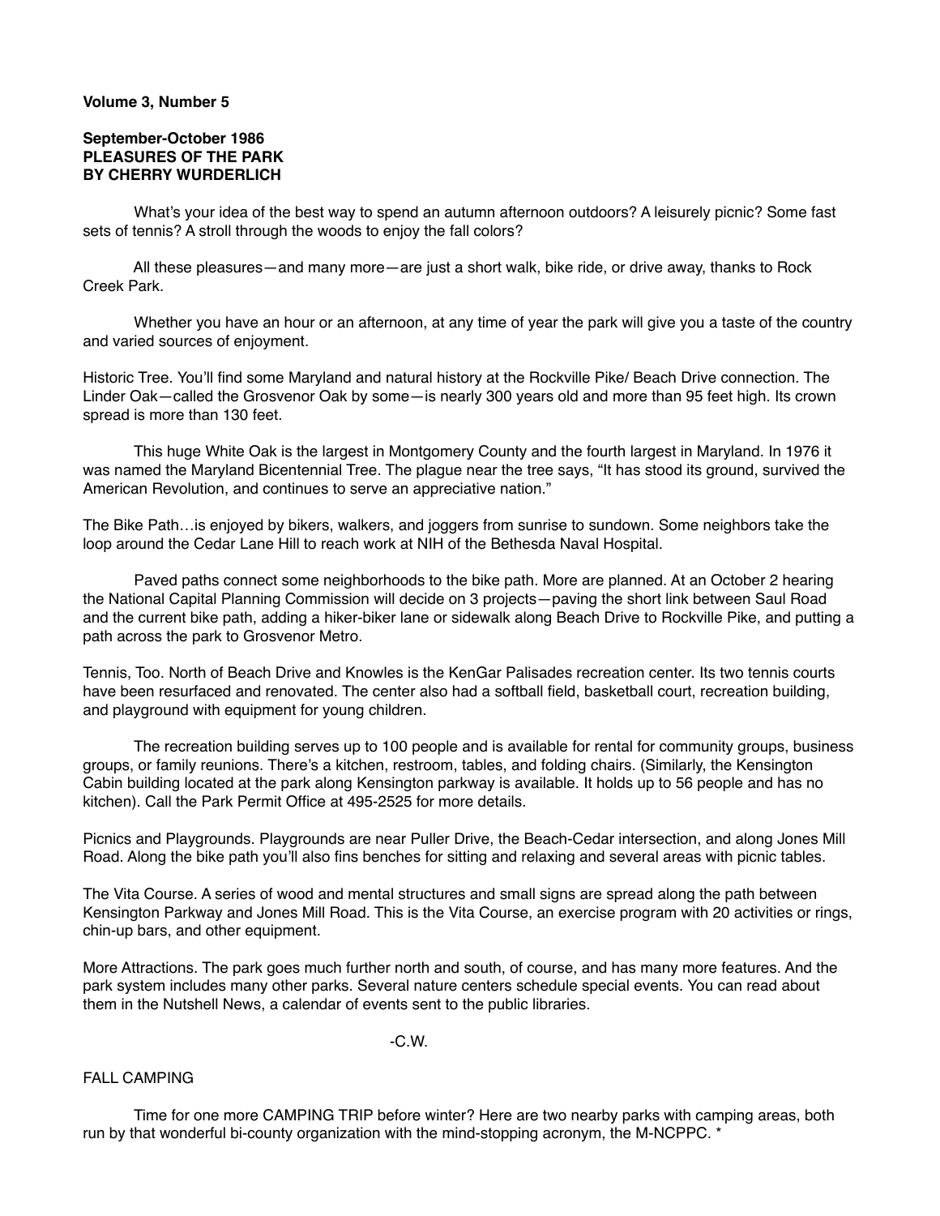**Volume 3, Number 5**

**September-October 1986**
**PLEASURES OF THE PARK**
**BY CHERRY WURDERLICH**

What's your idea of the best way to spend an autumn afternoon outdoors? A leisurely picnic? Some fast sets of tennis? A stroll through the woods to enjoy the fall colors?

All these pleasures—and many more—are just a short walk, bike ride, or drive away, thanks to Rock Creek Park.

Whether you have an hour or an afternoon, at any time of year the park will give you a taste of the country and varied sources of enjoyment.

Historic Tree. You'll find some Maryland and natural history at the Rockville Pike/ Beach Drive connection. The Linder Oak—called the Grosvenor Oak by some—is nearly 300 years old and more than 95 feet high. Its crown spread is more than 130 feet.

This huge White Oak is the largest in Montgomery County and the fourth largest in Maryland. In 1976 it was named the Maryland Bicentennial Tree. The plague near the tree says, "It has stood its ground, survived the American Revolution, and continues to serve an appreciative nation."

The Bike Path…is enjoyed by bikers, walkers, and joggers from sunrise to sundown. Some neighbors take the loop around the Cedar Lane Hill to reach work at NIH of the Bethesda Naval Hospital.

Paved paths connect some neighborhoods to the bike path. More are planned. At an October 2 hearing the National Capital Planning Commission will decide on 3 projects—paving the short link between Saul Road and the current bike path, adding a hiker-biker lane or sidewalk along Beach Drive to Rockville Pike, and putting a path across the park to Grosvenor Metro.

Tennis, Too. North of Beach Drive and Knowles is the KenGar Palisades recreation center. Its two tennis courts have been resurfaced and renovated. The center also had a softball field, basketball court, recreation building, and playground with equipment for young children.

The recreation building serves up to 100 people and is available for rental for community groups, business groups, or family reunions. There's a kitchen, restroom, tables, and folding chairs. (Similarly, the Kensington Cabin building located at the park along Kensington parkway is available. It holds up to 56 people and has no kitchen). Call the Park Permit Office at 495-2525 for more details.

Picnics and Playgrounds. Playgrounds are near Puller Drive, the Beach-Cedar intersection, and along Jones Mill Road. Along the bike path you'll also fins benches for sitting and relaxing and several areas with picnic tables.

The Vita Course. A series of wood and mental structures and small signs are spread along the path between Kensington Parkway and Jones Mill Road. This is the Vita Course, an exercise program with 20 activities or rings, chin-up bars, and other equipment.

More Attractions. The park goes much further north and south, of course, and has many more features. And the park system includes many other parks. Several nature centers schedule special events. You can read about them in the Nutshell News, a calendar of events sent to the public libraries.

-C.W.

FALL CAMPING

Time for one more CAMPING TRIP before winter? Here are two nearby parks with camping areas, both run by that wonderful bi-county organization with the mind-stopping acronym, the M-NCPPC. *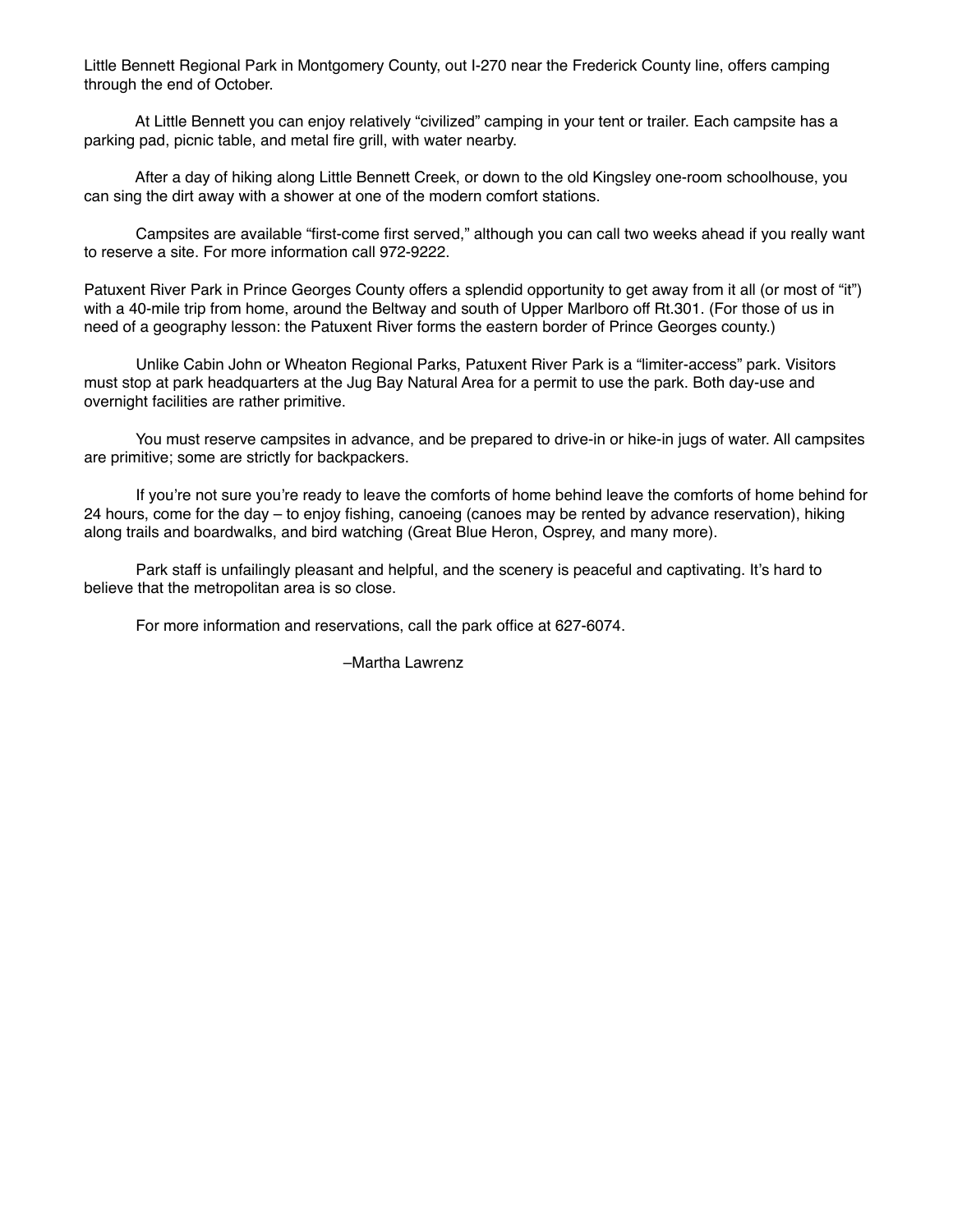Little Bennett Regional Park in Montgomery County, out I-270 near the Frederick County line, offers camping through the end of October.

At Little Bennett you can enjoy relatively “civilized” camping in your tent or trailer. Each campsite has a parking pad, picnic table, and metal fire grill, with water nearby.

After a day of hiking along Little Bennett Creek, or down to the old Kingsley one-room schoolhouse, you can sing the dirt away with a shower at one of the modern comfort stations.

Campsites are available “first-come first served,” although you can call two weeks ahead if you really want to reserve a site. For more information call 972-9222.

Patuxent River Park in Prince Georges County offers a splendid opportunity to get away from it all (or most of “it”) with a 40-mile trip from home, around the Beltway and south of Upper Marlboro off Rt.301. (For those of us in need of a geography lesson: the Patuxent River forms the eastern border of Prince Georges county.)

Unlike Cabin John or Wheaton Regional Parks, Patuxent River Park is a “limiter-access” park. Visitors must stop at park headquarters at the Jug Bay Natural Area for a permit to use the park. Both day-use and overnight facilities are rather primitive.

You must reserve campsites in advance, and be prepared to drive-in or hike-in jugs of water. All campsites are primitive; some are strictly for backpackers.

If you’re not sure you’re ready to leave the comforts of home behind leave the comforts of home behind for 24 hours, come for the day – to enjoy fishing, canoeing (canoes may be rented by advance reservation), hiking along trails and boardwalks, and bird watching (Great Blue Heron, Osprey, and many more).

Park staff is unfailingly pleasant and helpful, and the scenery is peaceful and captivating. It’s hard to believe that the metropolitan area is so close.

For more information and reservations, call the park office at 627-6074.

–Martha Lawrenz